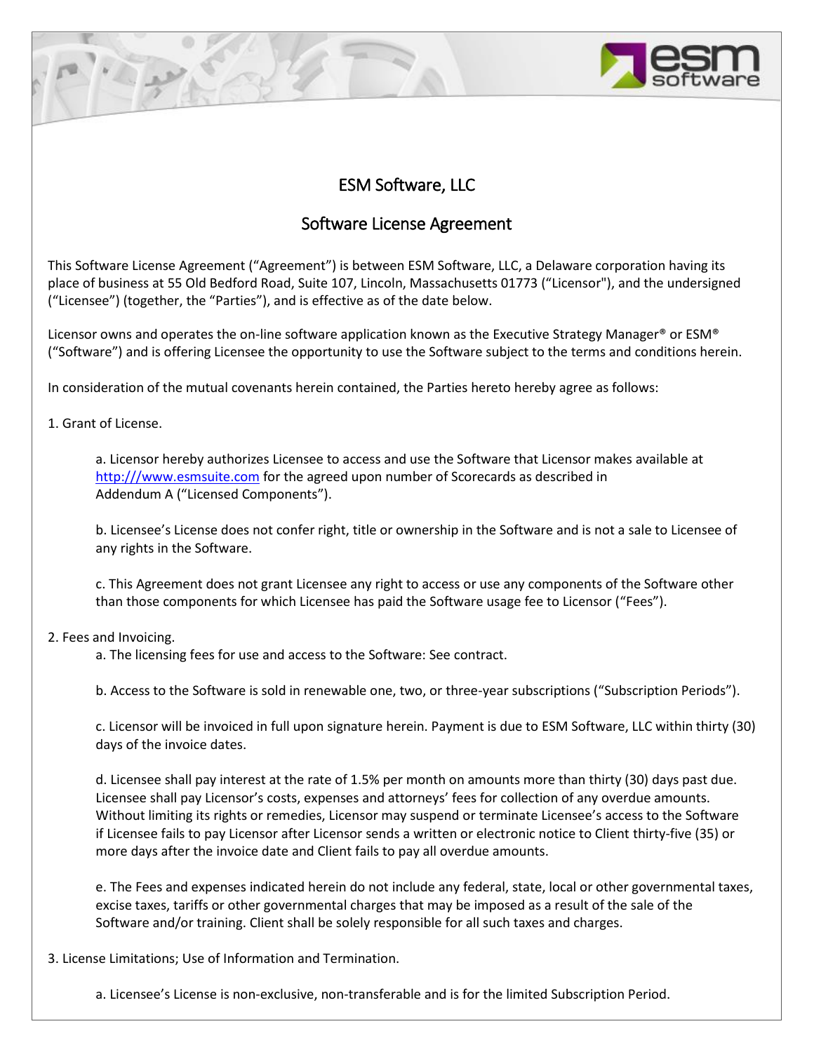# ESM Software, LLC

## Software License Agreement

This Software License Agreement ("Agreement") is between ESM Software, LLC, a Delaware corporation having its place of business at 55 Old Bedford Road, Suite 107, Lincoln, Massachusetts 01773 ("Licensor"), and the undersigned ("Licensee") (together, the "Parties"), and is effective as of the date below.

Licensor owns and operates the on-line software application known as the Executive Strategy Manager® or ESM® ("Software") and is offering Licensee the opportunity to use the Software subject to the terms and conditions herein.

In consideration of the mutual covenants herein contained, the Parties hereto hereby agree as follows:

1. Grant of License.

   a. Licensor hereby authorizes Licensee to access and use the Software that Licensor makes available at http:///www.esmsuite.com for the agreed upon number of Scorecards as described in Addendum A ("Licensed Components").

   b. Licensee's License does not confer right, title or ownership in the Software and is not a sale to Licensee of any rights in the Software.

   c. This Agreement does not grant Licensee any right to access or use any components of the Software other than those components for which Licensee has paid the Software usage fee to Licensor ("Fees").

2. Fees and Invoicing.

   a. The licensing fees for use and access to the Software: See contract.

   b. Access to the Software is sold in renewable one, two, or three-year subscriptions ("Subscription Periods").

   c. Licensor will be invoiced in full upon signature herein. Payment is due to ESM Software, LLC within thirty (30) days of the invoice dates.

   d. Licensee shall pay interest at the rate of 1.5% per month on amounts more than thirty (30) days past due. Licensee shall pay Licensor's costs, expenses and attorneys' fees for collection of any overdue amounts. Without limiting its rights or remedies, Licensor may suspend or terminate Licensee's access to the Software if Licensee fails to pay Licensor after Licensor sends a written or electronic notice to Client thirty-five (35) or more days after the invoice date and Client fails to pay all overdue amounts.

   e. The Fees and expenses indicated herein do not include any federal, state, local or other governmental taxes, excise taxes, tariffs or other governmental charges that may be imposed as a result of the sale of the Software and/or training. Client shall be solely responsible for all such taxes and charges.

3. License Limitations; Use of Information and Termination.

   a. Licensee's License is non-exclusive, non-transferable and is for the limited Subscription Period.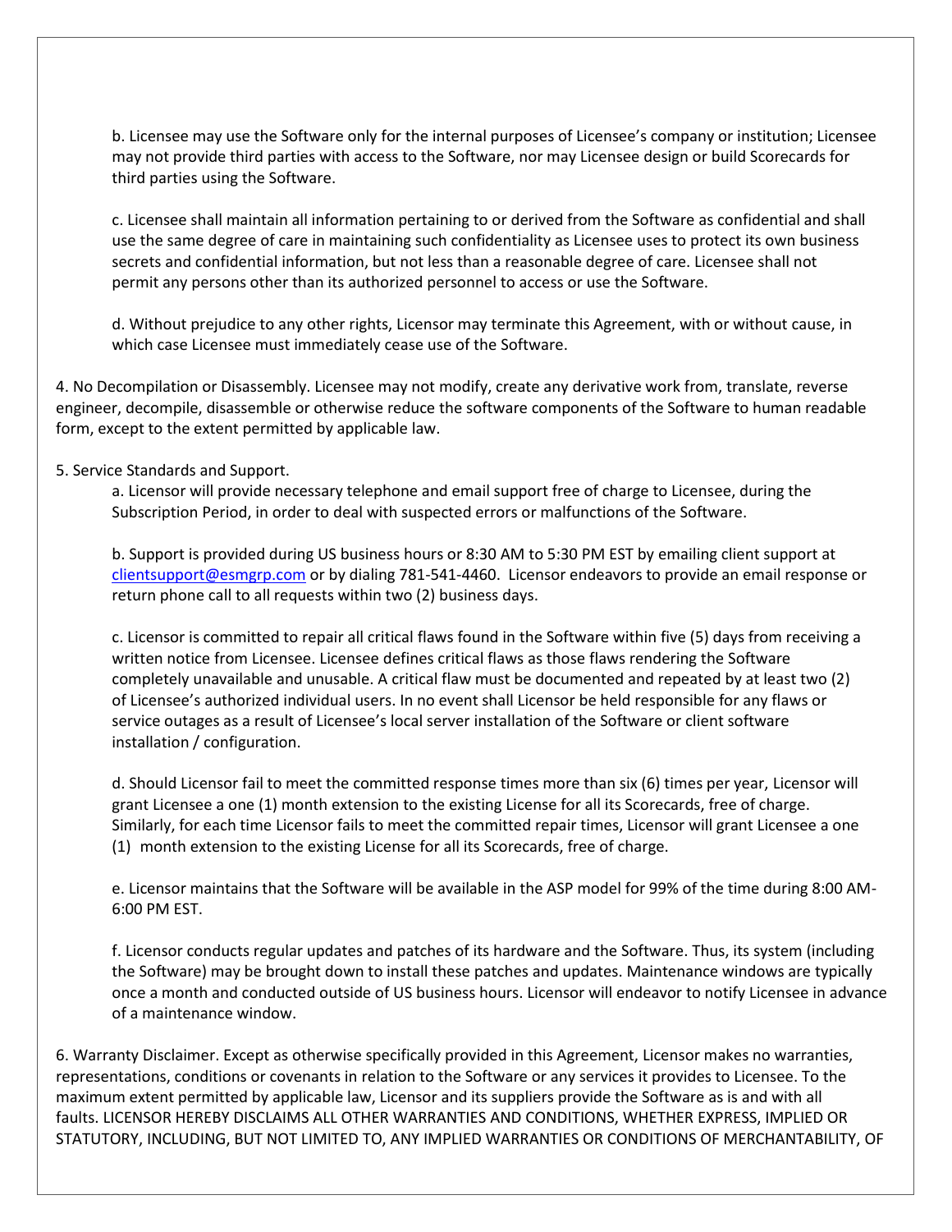b. Licensee may use the Software only for the internal purposes of Licensee's company or institution; Licensee may not provide third parties with access to the Software, nor may Licensee design or build Scorecards for third parties using the Software.

c. Licensee shall maintain all information pertaining to or derived from the Software as confidential and shall use the same degree of care in maintaining such confidentiality as Licensee uses to protect its own business secrets and confidential information, but not less than a reasonable degree of care. Licensee shall not permit any persons other than its authorized personnel to access or use the Software.

d. Without prejudice to any other rights, Licensor may terminate this Agreement, with or without cause, in which case Licensee must immediately cease use of the Software.

4. No Decompilation or Disassembly. Licensee may not modify, create any derivative work from, translate, reverse engineer, decompile, disassemble or otherwise reduce the software components of the Software to human readable form, except to the extent permitted by applicable law.

5. Service Standards and Support.

a. Licensor will provide necessary telephone and email support free of charge to Licensee, during the Subscription Period, in order to deal with suspected errors or malfunctions of the Software.

b. Support is provided during US business hours or 8:30 AM to 5:30 PM EST by emailing client support at clientsupport@esmgrp.com or by dialing 781-541-4460. Licensor endeavors to provide an email response or return phone call to all requests within two (2) business days.

c. Licensor is committed to repair all critical flaws found in the Software within five (5) days from receiving a written notice from Licensee. Licensee defines critical flaws as those flaws rendering the Software completely unavailable and unusable. A critical flaw must be documented and repeated by at least two (2) of Licensee's authorized individual users. In no event shall Licensor be held responsible for any flaws or service outages as a result of Licensee's local server installation of the Software or client software installation / configuration.

d. Should Licensor fail to meet the committed response times more than six (6) times per year, Licensor will grant Licensee a one (1) month extension to the existing License for all its Scorecards, free of charge. Similarly, for each time Licensor fails to meet the committed repair times, Licensor will grant Licensee a one (1) month extension to the existing License for all its Scorecards, free of charge.

e. Licensor maintains that the Software will be available in the ASP model for 99% of the time during 8:00 AM-6:00 PM EST.

f. Licensor conducts regular updates and patches of its hardware and the Software. Thus, its system (including the Software) may be brought down to install these patches and updates. Maintenance windows are typically once a month and conducted outside of US business hours. Licensor will endeavor to notify Licensee in advance of a maintenance window.

6. Warranty Disclaimer. Except as otherwise specifically provided in this Agreement, Licensor makes no warranties, representations, conditions or covenants in relation to the Software or any services it provides to Licensee. To the maximum extent permitted by applicable law, Licensor and its suppliers provide the Software as is and with all faults. LICENSOR HEREBY DISCLAIMS ALL OTHER WARRANTIES AND CONDITIONS, WHETHER EXPRESS, IMPLIED OR STATUTORY, INCLUDING, BUT NOT LIMITED TO, ANY IMPLIED WARRANTIES OR CONDITIONS OF MERCHANTABILITY, OF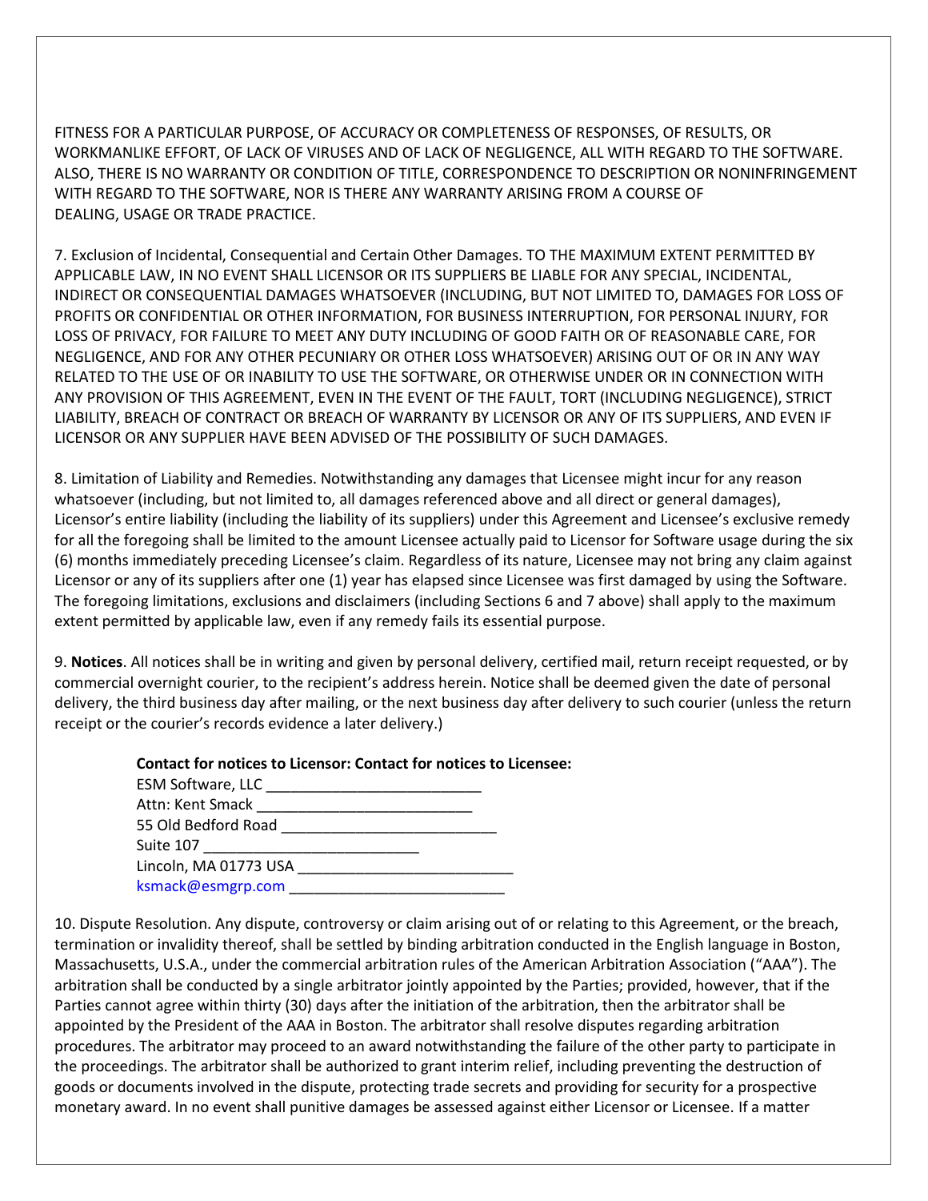FITNESS FOR A PARTICULAR PURPOSE, OF ACCURACY OR COMPLETENESS OF RESPONSES, OF RESULTS, OR WORKMANLIKE EFFORT, OF LACK OF VIRUSES AND OF LACK OF NEGLIGENCE, ALL WITH REGARD TO THE SOFTWARE. ALSO, THERE IS NO WARRANTY OR CONDITION OF TITLE, CORRESPONDENCE TO DESCRIPTION OR NONINFRINGEMENT WITH REGARD TO THE SOFTWARE, NOR IS THERE ANY WARRANTY ARISING FROM A COURSE OF DEALING, USAGE OR TRADE PRACTICE.

7. Exclusion of Incidental, Consequential and Certain Other Damages. TO THE MAXIMUM EXTENT PERMITTED BY APPLICABLE LAW, IN NO EVENT SHALL LICENSOR OR ITS SUPPLIERS BE LIABLE FOR ANY SPECIAL, INCIDENTAL, INDIRECT OR CONSEQUENTIAL DAMAGES WHATSOEVER (INCLUDING, BUT NOT LIMITED TO, DAMAGES FOR LOSS OF PROFITS OR CONFIDENTIAL OR OTHER INFORMATION, FOR BUSINESS INTERRUPTION, FOR PERSONAL INJURY, FOR LOSS OF PRIVACY, FOR FAILURE TO MEET ANY DUTY INCLUDING OF GOOD FAITH OR OF REASONABLE CARE, FOR NEGLIGENCE, AND FOR ANY OTHER PECUNIARY OR OTHER LOSS WHATSOEVER) ARISING OUT OF OR IN ANY WAY RELATED TO THE USE OF OR INABILITY TO USE THE SOFTWARE, OR OTHERWISE UNDER OR IN CONNECTION WITH ANY PROVISION OF THIS AGREEMENT, EVEN IN THE EVENT OF THE FAULT, TORT (INCLUDING NEGLIGENCE), STRICT LIABILITY, BREACH OF CONTRACT OR BREACH OF WARRANTY BY LICENSOR OR ANY OF ITS SUPPLIERS, AND EVEN IF LICENSOR OR ANY SUPPLIER HAVE BEEN ADVISED OF THE POSSIBILITY OF SUCH DAMAGES.

8. Limitation of Liability and Remedies. Notwithstanding any damages that Licensee might incur for any reason whatsoever (including, but not limited to, all damages referenced above and all direct or general damages), Licensor's entire liability (including the liability of its suppliers) under this Agreement and Licensee's exclusive remedy for all the foregoing shall be limited to the amount Licensee actually paid to Licensor for Software usage during the six (6) months immediately preceding Licensee's claim. Regardless of its nature, Licensee may not bring any claim against Licensor or any of its suppliers after one (1) year has elapsed since Licensee was first damaged by using the Software. The foregoing limitations, exclusions and disclaimers (including Sections 6 and 7 above) shall apply to the maximum extent permitted by applicable law, even if any remedy fails its essential purpose.

9. **Notices**. All notices shall be in writing and given by personal delivery, certified mail, return receipt requested, or by commercial overnight courier, to the recipient's address herein. Notice shall be deemed given the date of personal delivery, the third business day after mailing, or the next business day after delivery to such courier (unless the return receipt or the courier's records evidence a later delivery.)

**Contact for notices to Licensor: Contact for notices to Licensee:**

ESM Software, LLC ___________________________
Attn: Kent Smack ___________________________
55 Old Bedford Road ___________________________
Suite 107 ___________________________
Lincoln, MA 01773 USA ___________________________
ksmack@esmgrp.com ___________________________

10. Dispute Resolution. Any dispute, controversy or claim arising out of or relating to this Agreement, or the breach, termination or invalidity thereof, shall be settled by binding arbitration conducted in the English language in Boston, Massachusetts, U.S.A., under the commercial arbitration rules of the American Arbitration Association ("AAA"). The arbitration shall be conducted by a single arbitrator jointly appointed by the Parties; provided, however, that if the Parties cannot agree within thirty (30) days after the initiation of the arbitration, then the arbitrator shall be appointed by the President of the AAA in Boston. The arbitrator shall resolve disputes regarding arbitration procedures. The arbitrator may proceed to an award notwithstanding the failure of the other party to participate in the proceedings. The arbitrator shall be authorized to grant interim relief, including preventing the destruction of goods or documents involved in the dispute, protecting trade secrets and providing for security for a prospective monetary award. In no event shall punitive damages be assessed against either Licensor or Licensee. If a matter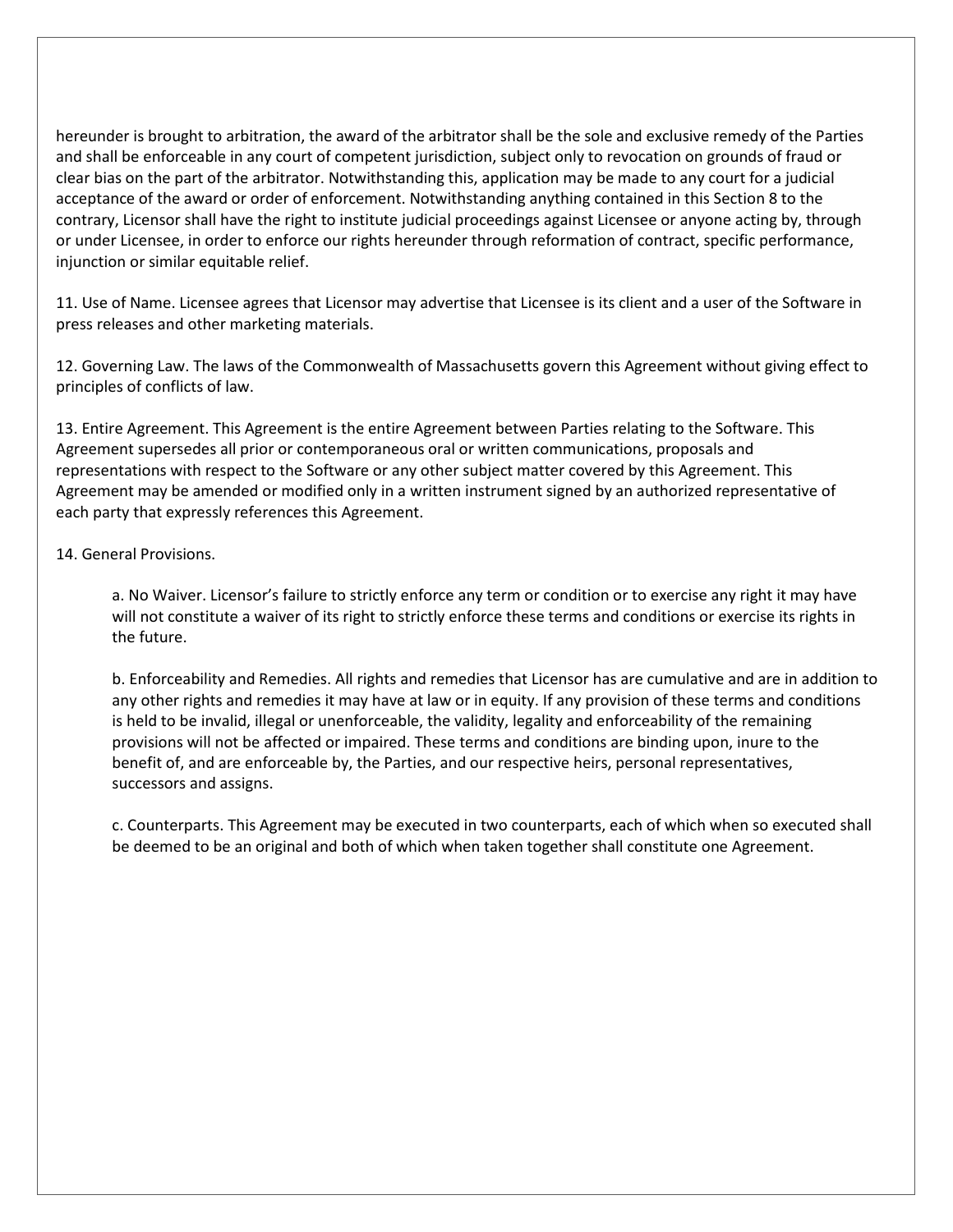hereunder is brought to arbitration, the award of the arbitrator shall be the sole and exclusive remedy of the Parties and shall be enforceable in any court of competent jurisdiction, subject only to revocation on grounds of fraud or clear bias on the part of the arbitrator. Notwithstanding this, application may be made to any court for a judicial acceptance of the award or order of enforcement. Notwithstanding anything contained in this Section 8 to the contrary, Licensor shall have the right to institute judicial proceedings against Licensee or anyone acting by, through or under Licensee, in order to enforce our rights hereunder through reformation of contract, specific performance, injunction or similar equitable relief.

11. Use of Name. Licensee agrees that Licensor may advertise that Licensee is its client and a user of the Software in press releases and other marketing materials.

12. Governing Law. The laws of the Commonwealth of Massachusetts govern this Agreement without giving effect to principles of conflicts of law.

13. Entire Agreement. This Agreement is the entire Agreement between Parties relating to the Software. This Agreement supersedes all prior or contemporaneous oral or written communications, proposals and representations with respect to the Software or any other subject matter covered by this Agreement. This Agreement may be amended or modified only in a written instrument signed by an authorized representative of each party that expressly references this Agreement.

14. General Provisions.

a. No Waiver. Licensor's failure to strictly enforce any term or condition or to exercise any right it may have will not constitute a waiver of its right to strictly enforce these terms and conditions or exercise its rights in the future.

b. Enforceability and Remedies. All rights and remedies that Licensor has are cumulative and are in addition to any other rights and remedies it may have at law or in equity. If any provision of these terms and conditions is held to be invalid, illegal or unenforceable, the validity, legality and enforceability of the remaining provisions will not be affected or impaired. These terms and conditions are binding upon, inure to the benefit of, and are enforceable by, the Parties, and our respective heirs, personal representatives, successors and assigns.

c. Counterparts. This Agreement may be executed in two counterparts, each of which when so executed shall be deemed to be an original and both of which when taken together shall constitute one Agreement.